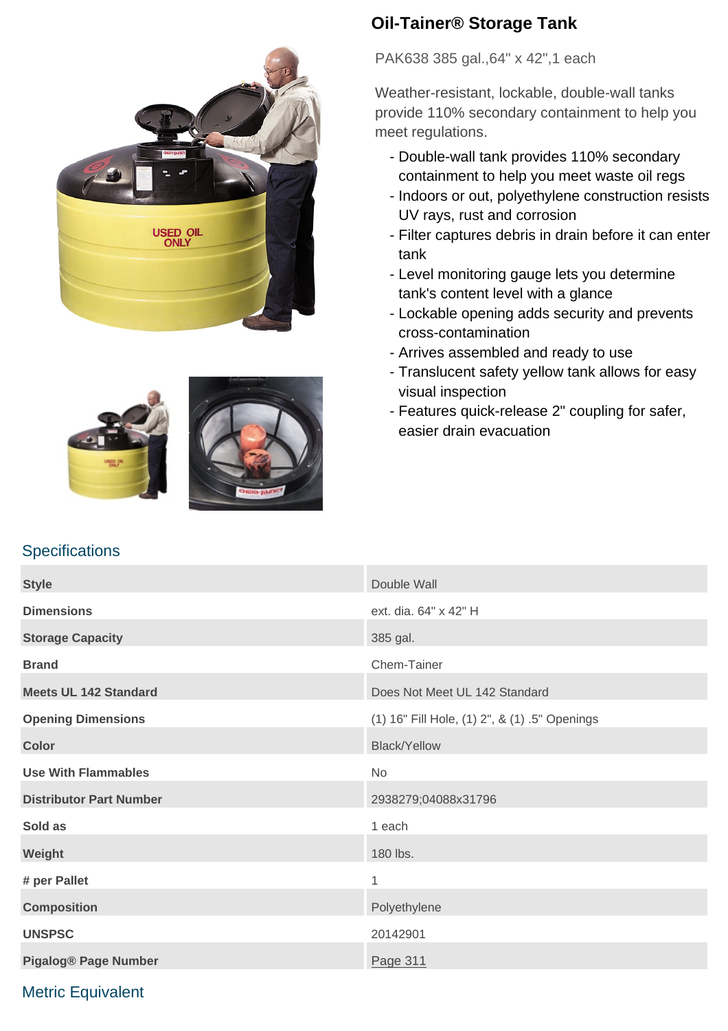# Oil-Tainer® Storage Tank

PAK638 385 gal.,64" x 42",1 each

Weather-resistant, lockable, double-wall tanks provide 110% secondary containment to help you meet regulations.

- Double-wall tank provides 110% secondary containment to help you meet waste oil regs
- Indoors or out, polyethylene construction resists UV rays, rust and corrosion
- Filter captures debris in drain before it can enter tank
- Level monitoring gauge lets you determine tank's content level with a glance
- Lockable opening adds security and prevents cross-contamination
- Arrives assembled and ready to use
- Translucent safety yellow tank allows for easy visual inspection
- Features quick-release 2" coupling for safer, easier drain evacuation

## Specifications

| | |
|---|---|
| **Style** | Double Wall |
| **Dimensions** | ext. dia. 64" x 42" H |
| **Storage Capacity** | 385 gal. |
| **Brand** | Chem-Tainer |
| **Meets UL 142 Standard** | Does Not Meet UL 142 Standard |
| **Opening Dimensions** | (1) 16" Fill Hole, (1) 2", & (1) .5" Openings |
| **Color** | Black/Yellow |
| **Use With Flammables** | No |
| **Distributor Part Number** | 2938279;04088x31796 |
| **Sold as** | 1 each |
| **Weight** | 180 lbs. |
| **# per Pallet** | 1 |
| **Composition** | Polyethylene |
| **UNSPSC** | 20142901 |
| **Pigalog® Page Number** | Page 311 |

## Metric Equivalent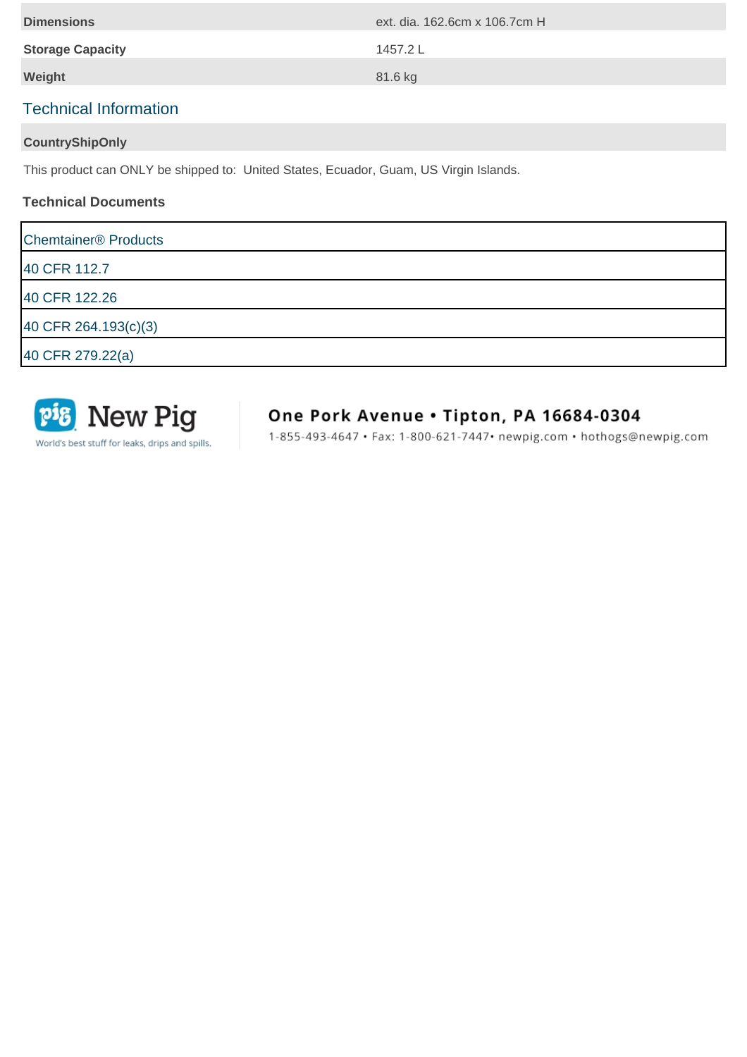| | |
|---|---|
| **Dimensions** | ext. dia. 162.6cm x 106.7cm H |
| **Storage Capacity** | 1457.2 L |
| **Weight** | 81.6 kg |

## Technical Information

**CountryShipOnly**

This product can ONLY be shipped to: United States, Ecuador, Guam, US Virgin Islands.

### Technical Documents

| |
|---|
| Chemtainer® Products |
| 40 CFR 112.7 |
| 40 CFR 122.26 |
| 40 CFR 264.193(c)(3) |
| 40 CFR 279.22(a) |

New Pig
World's best stuff for leaks, drips and spills.

One Pork Avenue • Tipton, PA 16684-0304
1-855-493-4647 • Fax: 1-800-621-7447• newpig.com • hothogs@newpig.com